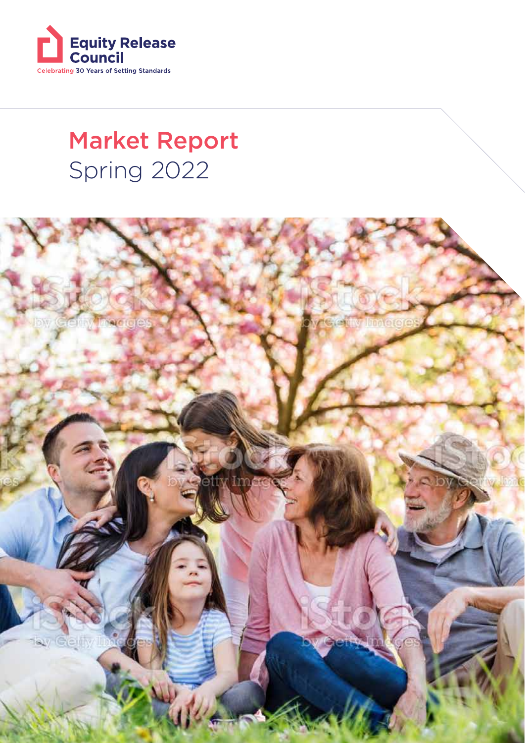Equity Release Council

Celebrating 30 Years of Setting Standards

# Market Report
Spring 2022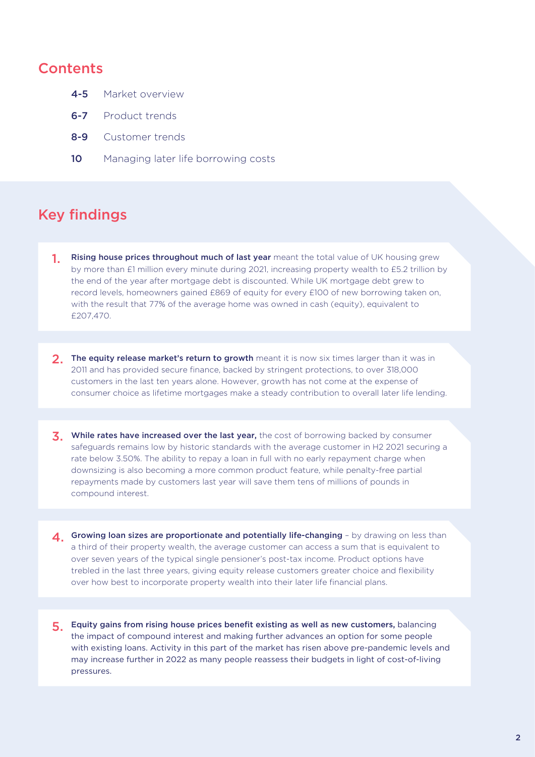## Contents

- **4-5** Market overview
- **6-7** Product trends
- **8-9** Customer trends
- **10** Managing later life borrowing costs

## Key findings

1. **Rising house prices throughout much of last year** meant the total value of UK housing grew by more than £1 million every minute during 2021, increasing property wealth to £5.2 trillion by the end of the year after mortgage debt is discounted. While UK mortgage debt grew to record levels, homeowners gained £869 of equity for every £100 of new borrowing taken on, with the result that 77% of the average home was owned in cash (equity), equivalent to £207,470.

2. **The equity release market's return to growth** meant it is now six times larger than it was in 2011 and has provided secure finance, backed by stringent protections, to over 318,000 customers in the last ten years alone. However, growth has not come at the expense of consumer choice as lifetime mortgages make a steady contribution to overall later life lending.

3. **While rates have increased over the last year,** the cost of borrowing backed by consumer safeguards remains low by historic standards with the average customer in H2 2021 securing a rate below 3.50%. The ability to repay a loan in full with no early repayment charge when downsizing is also becoming a more common product feature, while penalty-free partial repayments made by customers last year will save them tens of millions of pounds in compound interest.

4. **Growing loan sizes are proportionate and potentially life-changing** – by drawing on less than a third of their property wealth, the average customer can access a sum that is equivalent to over seven years of the typical single pensioner's post-tax income. Product options have trebled in the last three years, giving equity release customers greater choice and flexibility over how best to incorporate property wealth into their later life financial plans.

5. **Equity gains from rising house prices benefit existing as well as new customers,** balancing the impact of compound interest and making further advances an option for some people with existing loans. Activity in this part of the market has risen above pre-pandemic levels and may increase further in 2022 as many people reassess their budgets in light of cost-of-living pressures.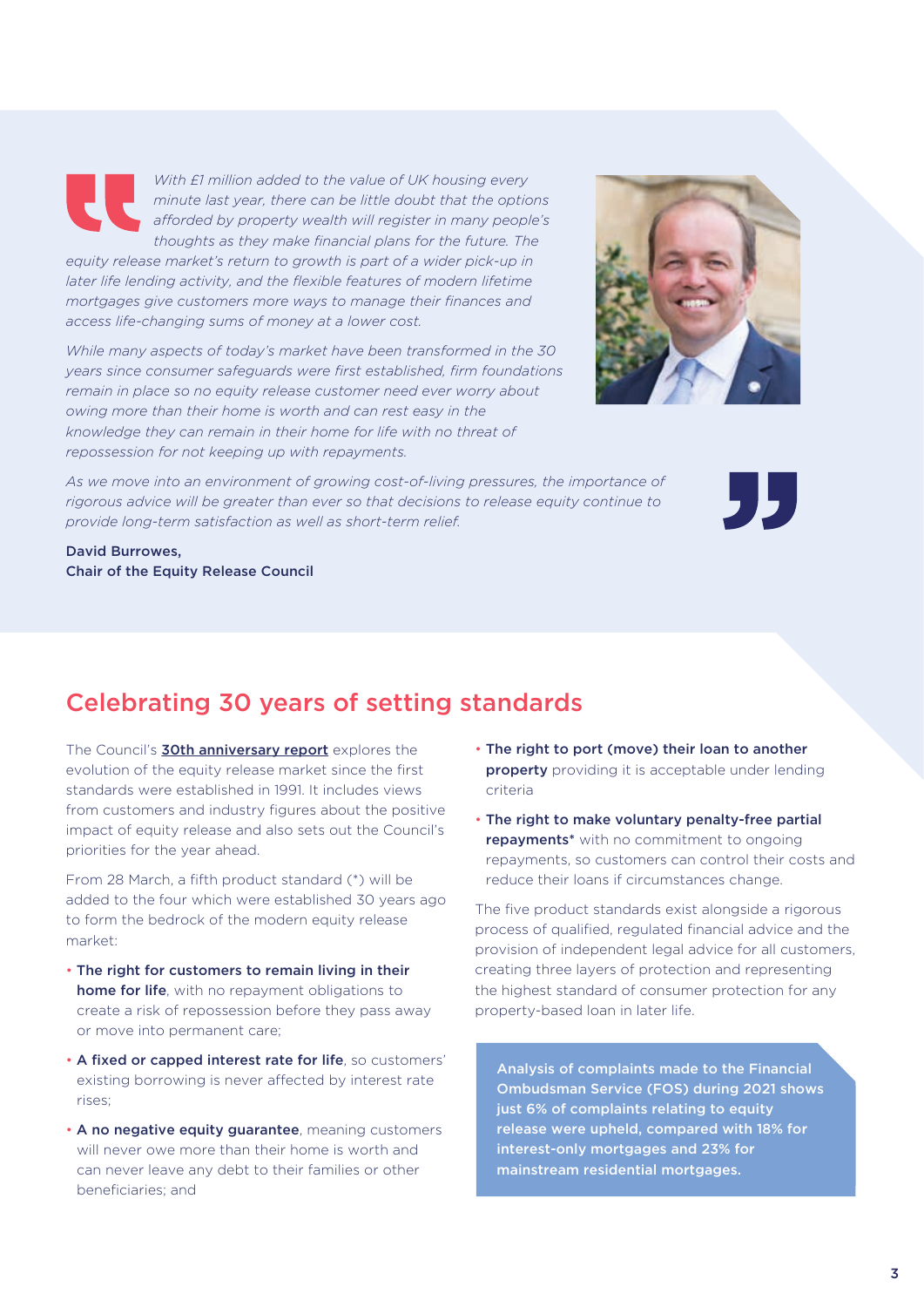*With £1 million added to the value of UK housing every minute last year, there can be little doubt that the options afforded by property wealth will register in many people's thoughts as they make financial plans for the future. The equity release market's return to growth is part of a wider pick-up in later life lending activity, and the flexible features of modern lifetime mortgages give customers more ways to manage their finances and access life-changing sums of money at a lower cost.*

*While many aspects of today's market have been transformed in the 30 years since consumer safeguards were first established, firm foundations remain in place so no equity release customer need ever worry about owing more than their home is worth and can rest easy in the knowledge they can remain in their home for life with no threat of repossession for not keeping up with repayments.*

*As we move into an environment of growing cost-of-living pressures, the importance of rigorous advice will be greater than ever so that decisions to release equity continue to provide long-term satisfaction as well as short-term relief.*

**David Burrowes,**
**Chair of the Equity Release Council**

## Celebrating 30 years of setting standards

The Council's **30th anniversary report** explores the evolution of the equity release market since the first standards were established in 1991. It includes views from customers and industry figures about the positive impact of equity release and also sets out the Council's priorities for the year ahead.

From 28 March, a fifth product standard (*) will be added to the four which were established 30 years ago to form the bedrock of the modern equity release market:

- **The right for customers to remain living in their home for life**, with no repayment obligations to create a risk of repossession before they pass away or move into permanent care;
- **A fixed or capped interest rate for life**, so customers' existing borrowing is never affected by interest rate rises;
- **A no negative equity guarantee**, meaning customers will never owe more than their home is worth and can never leave any debt to their families or other beneficiaries; and
- **The right to port (move) their loan to another property** providing it is acceptable under lending criteria
- **The right to make voluntary penalty-free partial repayments*** with no commitment to ongoing repayments, so customers can control their costs and reduce their loans if circumstances change.

The five product standards exist alongside a rigorous process of qualified, regulated financial advice and the provision of independent legal advice for all customers, creating three layers of protection and representing the highest standard of consumer protection for any property-based loan in later life.

**Analysis of complaints made to the Financial Ombudsman Service (FOS) during 2021 shows just 6% of complaints relating to equity release were upheld, compared with 18% for interest-only mortgages and 23% for mainstream residential mortgages.**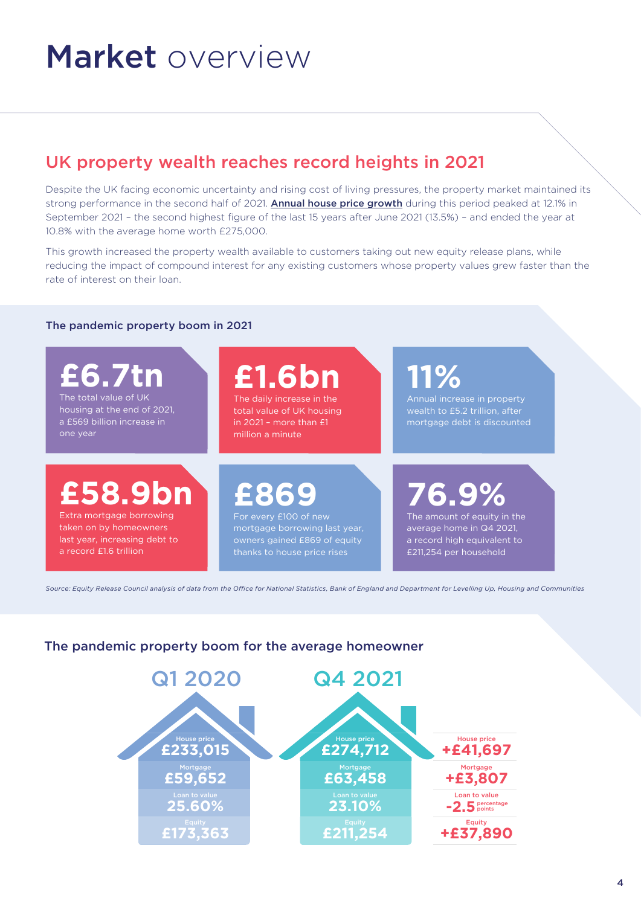# **Market** overview

## UK property wealth reaches record heights in 2021

Despite the UK facing economic uncertainty and rising cost of living pressures, the property market maintained its strong performance in the second half of 2021. **Annual house price growth** during this period peaked at 12.1% in September 2021 – the second highest figure of the last 15 years after June 2021 (13.5%) – and ended the year at 10.8% with the average home worth £275,000.

This growth increased the property wealth available to customers taking out new equity release plans, while reducing the impact of compound interest for any existing customers whose property values grew faster than the rate of interest on their loan.

### The pandemic property boom in 2021

**£6.7tn**
The total value of UK housing at the end of 2021, a £569 billion increase in one year

**£1.6bn**
The daily increase in the total value of UK housing in 2021 – more than £1 million a minute

**11%**
Annual increase in property wealth to £5.2 trillion, after mortgage debt is discounted

**£58.9bn**
Extra mortgage borrowing taken on by homeowners last year, increasing debt to a record £1.6 trillion

**£869**
For every £100 of new mortgage borrowing last year, owners gained £869 of equity thanks to house price rises

**76.9%**
The amount of equity in the average home in Q4 2021, a record high equivalent to £211,254 per household

*Source: Equity Release Council analysis of data from the Office for National Statistics, Bank of England and Department for Levelling Up, Housing and Communities*

### The pandemic property boom for the average homeowner

| | Q1 2020 | Q4 2021 | Change |
|---|---|---|---|
| House price | £233,015 | £274,712 | +£41,697 |
| Mortgage | £59,652 | £63,458 | +£3,807 |
| Loan to value | 25.60% | 23.10% | -2.5 percentage points |
| Equity | £173,363 | £211,254 | +£37,890 |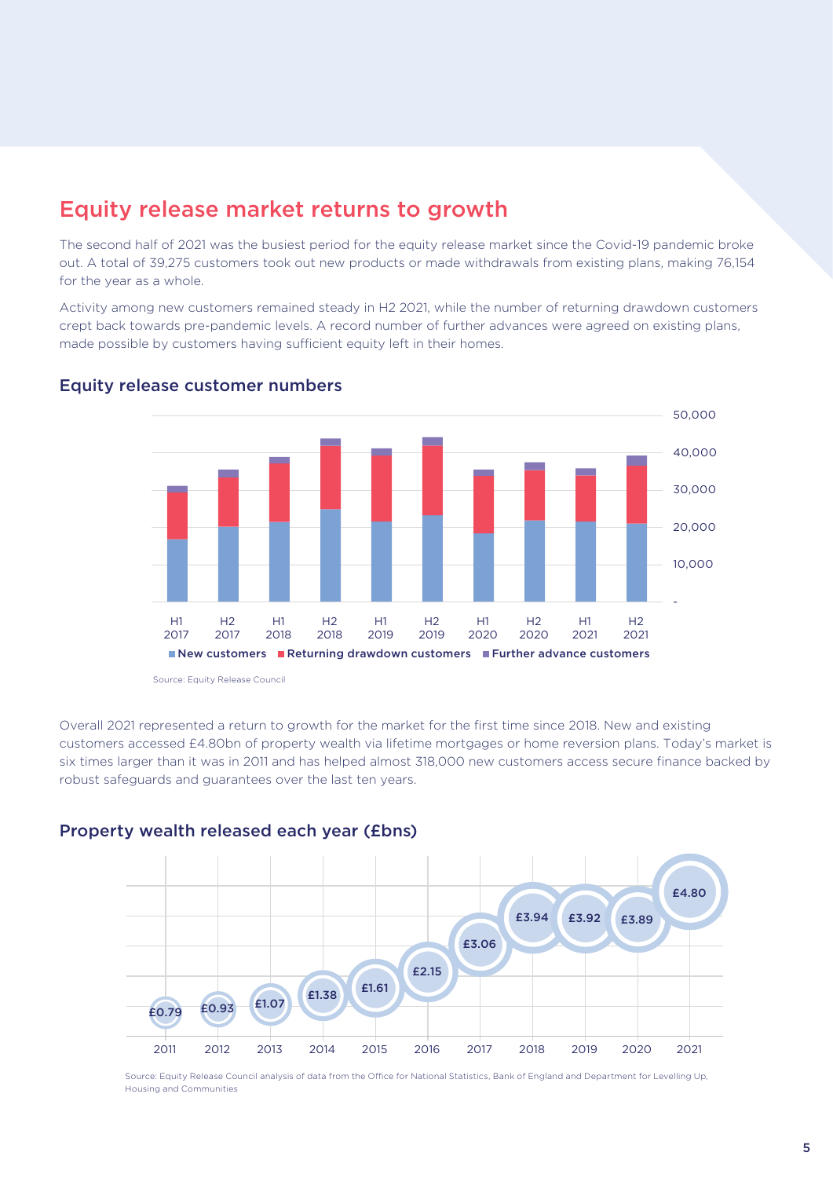## Equity release market returns to growth

The second half of 2021 was the busiest period for the equity release market since the Covid-19 pandemic broke out. A total of 39,275 customers took out new products or made withdrawals from existing plans, making 76,154 for the year as a whole.

Activity among new customers remained steady in H2 2021, while the number of returning drawdown customers crept back towards pre-pandemic levels. A record number of further advances were agreed on existing plans, made possible by customers having sufficient equity left in their homes.

### Equity release customer numbers

Source: Equity Release Council

Overall 2021 represented a return to growth for the market for the first time since 2018. New and existing customers accessed £4.80bn of property wealth via lifetime mortgages or home reversion plans. Today's market is six times larger than it was in 2011 and has helped almost 318,000 new customers access secure finance backed by robust safeguards and guarantees over the last ten years.

### Property wealth released each year (£bns)

| 2011 | 2012 | 2013 | 2014 | 2015 | 2016 | 2017 | 2018 | 2019 | 2020 | 2021 |
|---|---|---|---|---|---|---|---|---|---|---|
| £0.79 | £0.93 | £1.07 | £1.38 | £1.61 | £2.15 | £3.06 | £3.94 | £3.92 | £3.89 | £4.80 |

Source: Equity Release Council analysis of data from the Office for National Statistics, Bank of England and Department for Levelling Up, Housing and Communities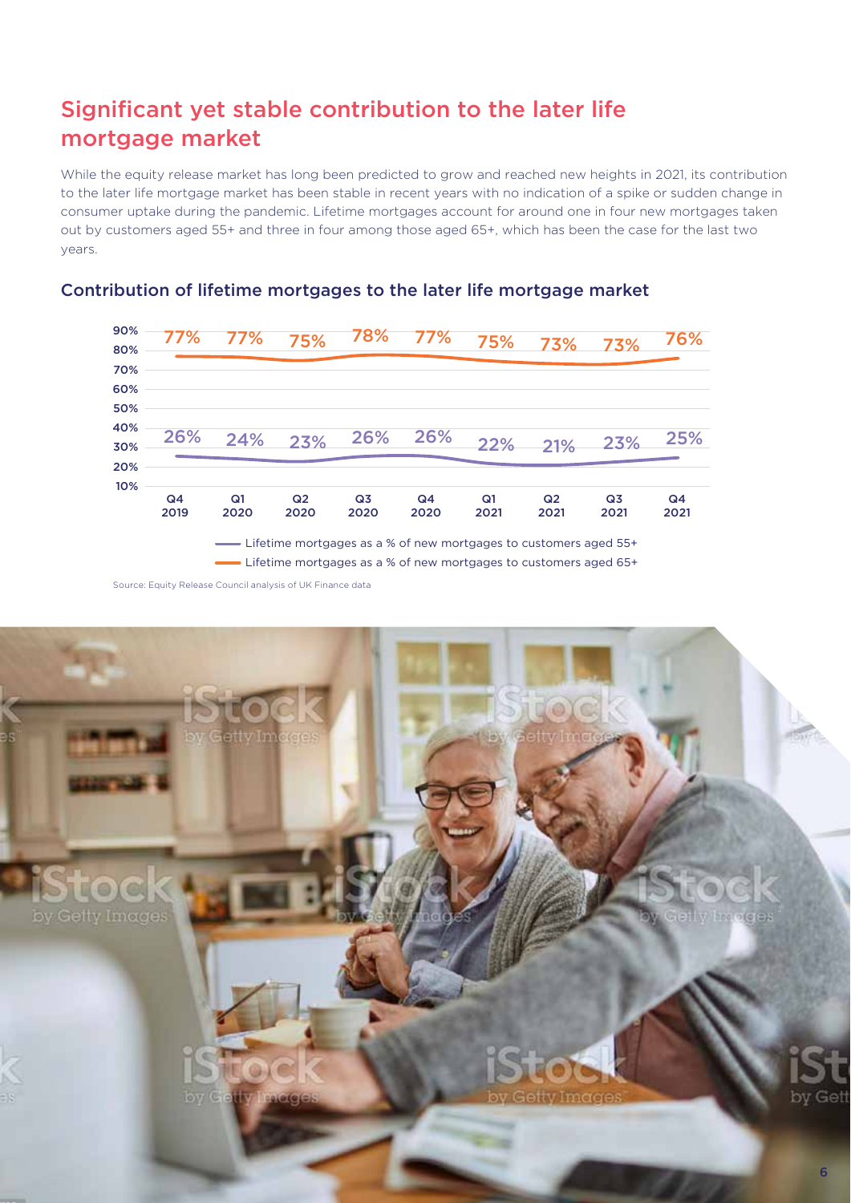## Significant yet stable contribution to the later life mortgage market

While the equity release market has long been predicted to grow and reached new heights in 2021, its contribution to the later life mortgage market has been stable in recent years with no indication of a spike or sudden change in consumer uptake during the pandemic. Lifetime mortgages account for around one in four new mortgages taken out by customers aged 55+ and three in four among those aged 65+, which has been the case for the last two years.

### Contribution of lifetime mortgages to the later life mortgage market

| | Q4 2019 | Q1 2020 | Q2 2020 | Q3 2020 | Q4 2020 | Q1 2021 | Q2 2021 | Q3 2021 | Q4 2021 |
|---|---|---|---|---|---|---|---|---|---|
| Lifetime mortgages as a % of new mortgages to customers aged 55+ | 26% | 24% | 23% | 26% | 26% | 22% | 21% | 23% | 25% |
| Lifetime mortgages as a % of new mortgages to customers aged 65+ | 77% | 77% | 75% | 78% | 77% | 75% | 73% | 73% | 76% |

Source: Equity Release Council analysis of UK Finance data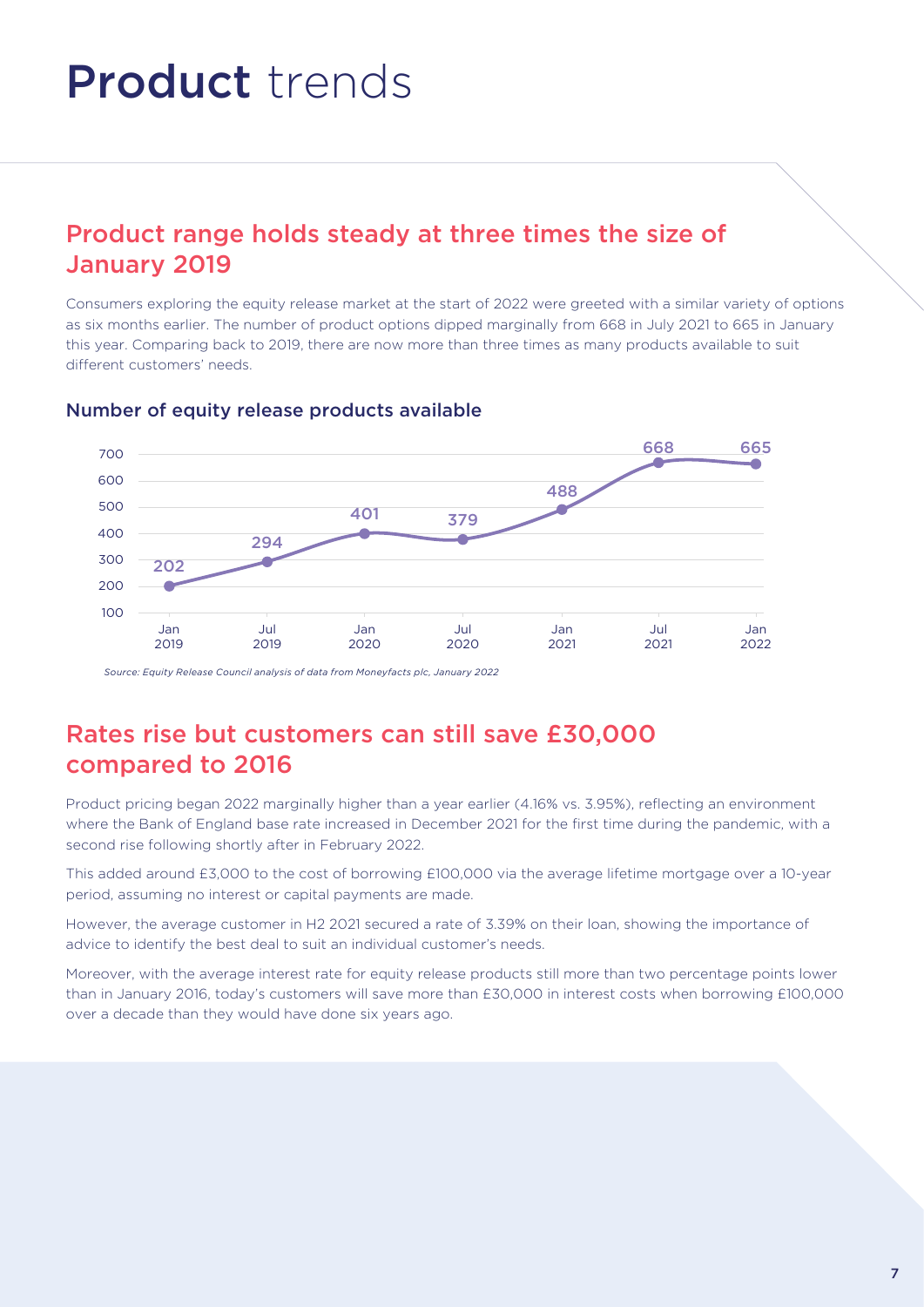# Product trends

## Product range holds steady at three times the size of January 2019

Consumers exploring the equity release market at the start of 2022 were greeted with a similar variety of options as six months earlier. The number of product options dipped marginally from 668 in July 2021 to 665 in January this year. Comparing back to 2019, there are now more than three times as many products available to suit different customers' needs.

### Number of equity release products available

| Date | Number of products |
|---|---|
| Jan 2019 | 202 |
| Jul 2019 | 294 |
| Jan 2020 | 401 |
| Jul 2020 | 379 |
| Jan 2021 | 488 |
| Jul 2021 | 668 |
| Jan 2022 | 665 |

*Source: Equity Release Council analysis of data from Moneyfacts plc, January 2022*

## Rates rise but customers can still save £30,000 compared to 2016

Product pricing began 2022 marginally higher than a year earlier (4.16% vs. 3.95%), reflecting an environment where the Bank of England base rate increased in December 2021 for the first time during the pandemic, with a second rise following shortly after in February 2022.

This added around £3,000 to the cost of borrowing £100,000 via the average lifetime mortgage over a 10-year period, assuming no interest or capital payments are made.

However, the average customer in H2 2021 secured a rate of 3.39% on their loan, showing the importance of advice to identify the best deal to suit an individual customer's needs.

Moreover, with the average interest rate for equity release products still more than two percentage points lower than in January 2016, today's customers will save more than £30,000 in interest costs when borrowing £100,000 over a decade than they would have done six years ago.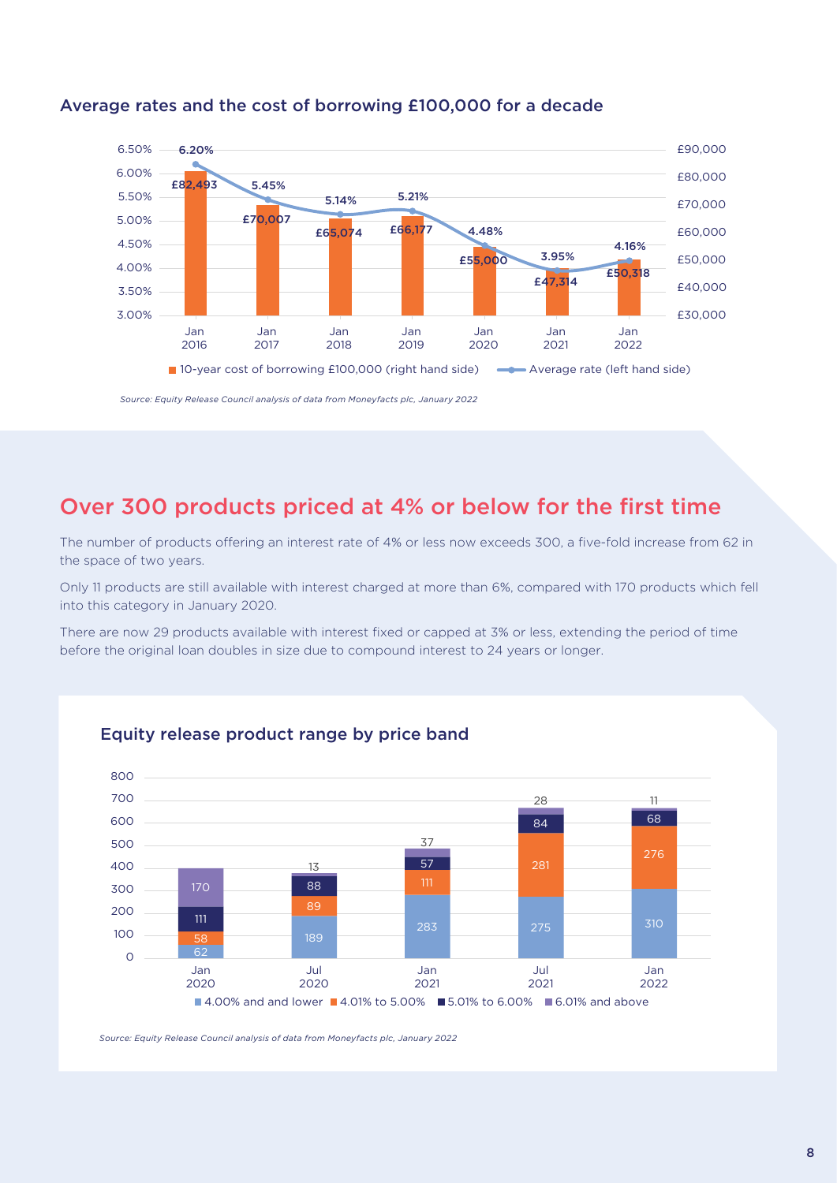### Average rates and the cost of borrowing £100,000 for a decade

| | Jan 2016 | Jan 2017 | Jan 2018 | Jan 2019 | Jan 2020 | Jan 2021 | Jan 2022 |
|---|---|---|---|---|---|---|---|
| 10-year cost of borrowing £100,000 (right hand side) | £82,493 | £70,007 | £65,074 | £66,177 | £55,000 | £47,314 | £50,318 |
| Average rate (left hand side) | 6.20% | 5.45% | 5.14% | 5.21% | 4.48% | 3.95% | 4.16% |

*Source: Equity Release Council analysis of data from Moneyfacts plc, January 2022*

## Over 300 products priced at 4% or below for the first time

The number of products offering an interest rate of 4% or less now exceeds 300, a five-fold increase from 62 in the space of two years.

Only 11 products are still available with interest charged at more than 6%, compared with 170 products which fell into this category in January 2020.

There are now 29 products available with interest fixed or capped at 3% or less, extending the period of time before the original loan doubles in size due to compound interest to 24 years or longer.

### Equity release product range by price band

| | Jan 2020 | Jul 2020 | Jan 2021 | Jul 2021 | Jan 2022 |
|---|---|---|---|---|---|
| 4.00% and and lower | 62 | 189 | 283 | 275 | 310 |
| 4.01% to 5.00% | 58 | 89 | 111 | 281 | 276 |
| 5.01% to 6.00% | 111 | 88 | 57 | 84 | 68 |
| 6.01% and above | 170 | 13 | 37 | 28 | 11 |

*Source: Equity Release Council analysis of data from Moneyfacts plc, January 2022*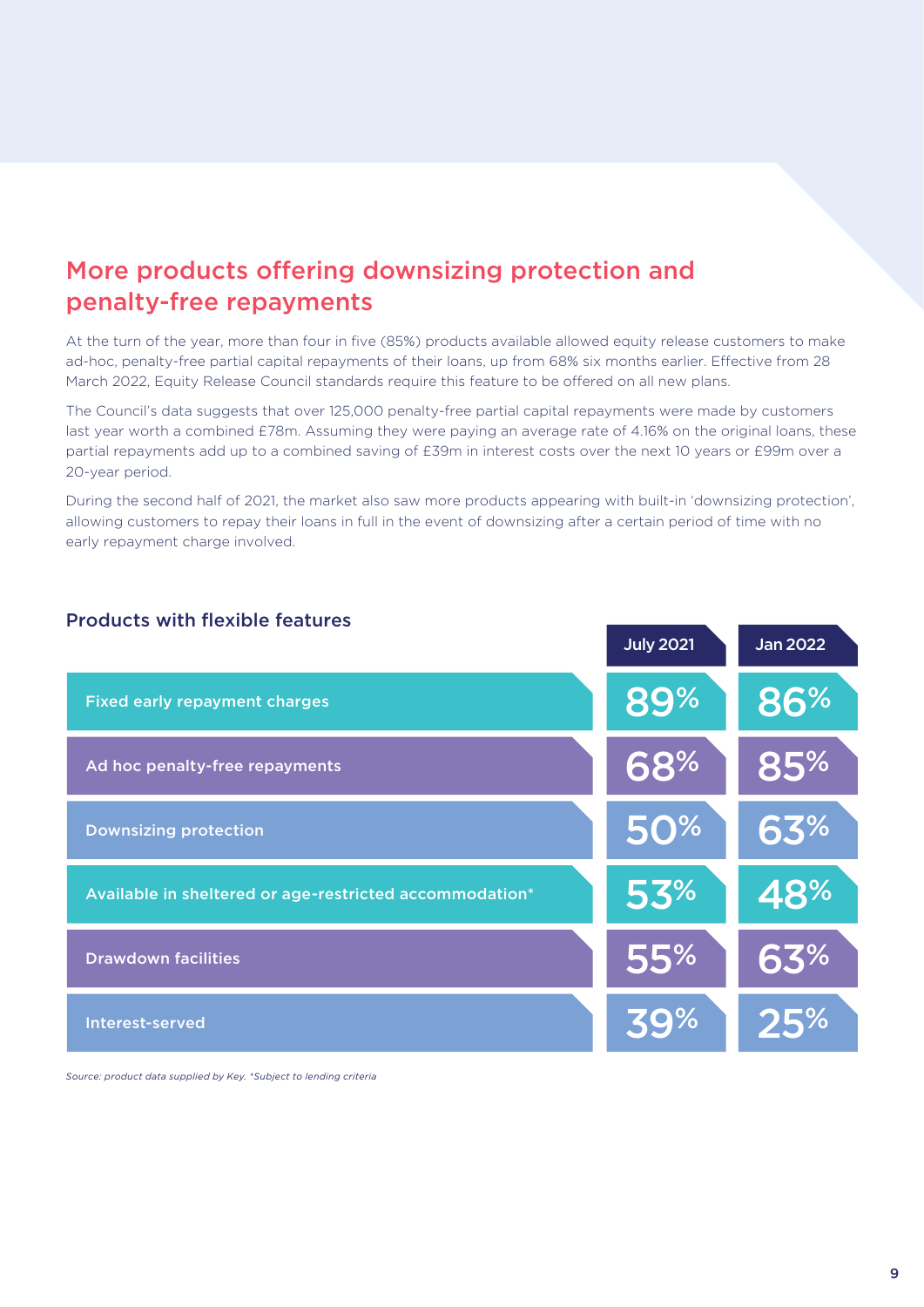## More products offering downsizing protection and penalty-free repayments

At the turn of the year, more than four in five (85%) products available allowed equity release customers to make ad-hoc, penalty-free partial capital repayments of their loans, up from 68% six months earlier. Effective from 28 March 2022, Equity Release Council standards require this feature to be offered on all new plans.

The Council's data suggests that over 125,000 penalty-free partial capital repayments were made by customers last year worth a combined £78m. Assuming they were paying an average rate of 4.16% on the original loans, these partial repayments add up to a combined saving of £39m in interest costs over the next 10 years or £99m over a 20-year period.

During the second half of 2021, the market also saw more products appearing with built-in 'downsizing protection', allowing customers to repay their loans in full in the event of downsizing after a certain period of time with no early repayment charge involved.

### Products with flexible features

| | July 2021 | Jan 2022 |
|---|---|---|
| Fixed early repayment charges | 89% | 86% |
| Ad hoc penalty-free repayments | 68% | 85% |
| Downsizing protection | 50% | 63% |
| Available in sheltered or age-restricted accommodation* | 53% | 48% |
| Drawdown facilities | 55% | 63% |
| Interest-served | 39% | 25% |

*Source: product data supplied by Key. *Subject to lending criteria*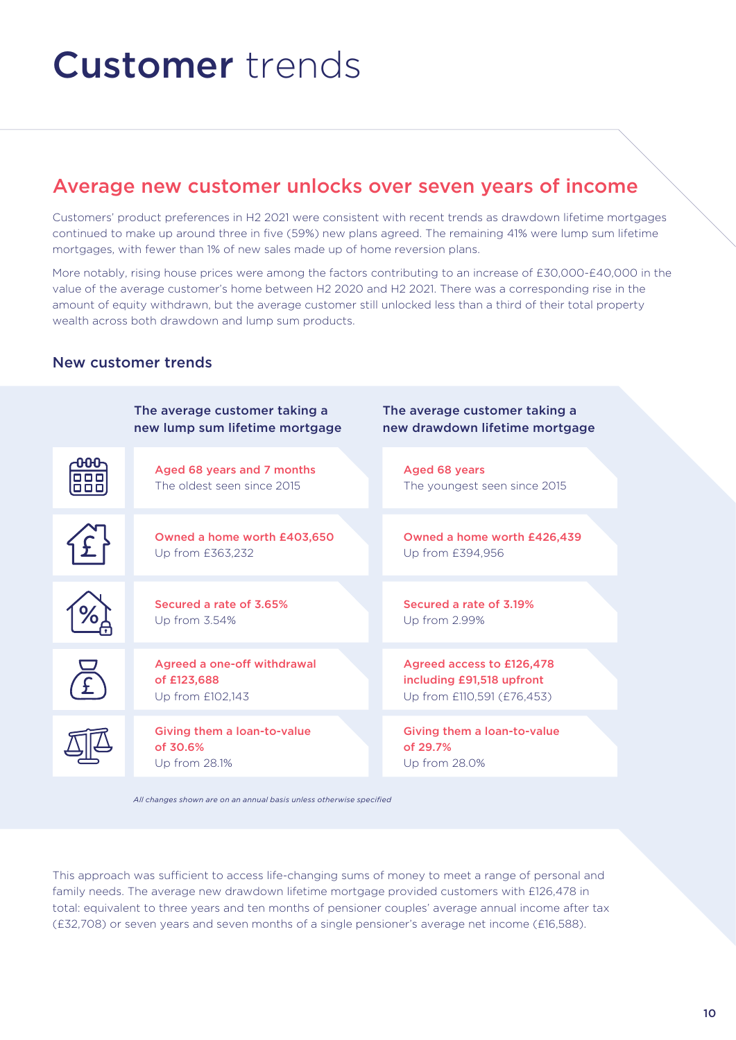# Customer trends

## Average new customer unlocks over seven years of income

Customers' product preferences in H2 2021 were consistent with recent trends as drawdown lifetime mortgages continued to make up around three in five (59%) new plans agreed. The remaining 41% were lump sum lifetime mortgages, with fewer than 1% of new sales made up of home reversion plans.

More notably, rising house prices were among the factors contributing to an increase of £30,000-£40,000 in the value of the average customer's home between H2 2020 and H2 2021. There was a corresponding rise in the amount of equity withdrawn, but the average customer still unlocked less than a third of their total property wealth across both drawdown and lump sum products.

### New customer trends

| The average customer taking a new lump sum lifetime mortgage | The average customer taking a new drawdown lifetime mortgage |
|---|---|
| **Aged 68 years and 7 months** The oldest seen since 2015 | **Aged 68 years** The youngest seen since 2015 |
| **Owned a home worth £403,650** Up from £363,232 | **Owned a home worth £426,439** Up from £394,956 |
| **Secured a rate of 3.65%** Up from 3.54% | **Secured a rate of 3.19%** Up from 2.99% |
| **Agreed a one-off withdrawal of £123,688** Up from £102,143 | **Agreed access to £126,478 including £91,518 upfront** Up from £110,591 (£76,453) |
| **Giving them a loan-to-value of 30.6%** Up from 28.1% | **Giving them a loan-to-value of 29.7%** Up from 28.0% |

*All changes shown are on an annual basis unless otherwise specified*

This approach was sufficient to access life-changing sums of money to meet a range of personal and family needs. The average new drawdown lifetime mortgage provided customers with £126,478 in total: equivalent to three years and ten months of pensioner couples' average annual income after tax (£32,708) or seven years and seven months of a single pensioner's average net income (£16,588).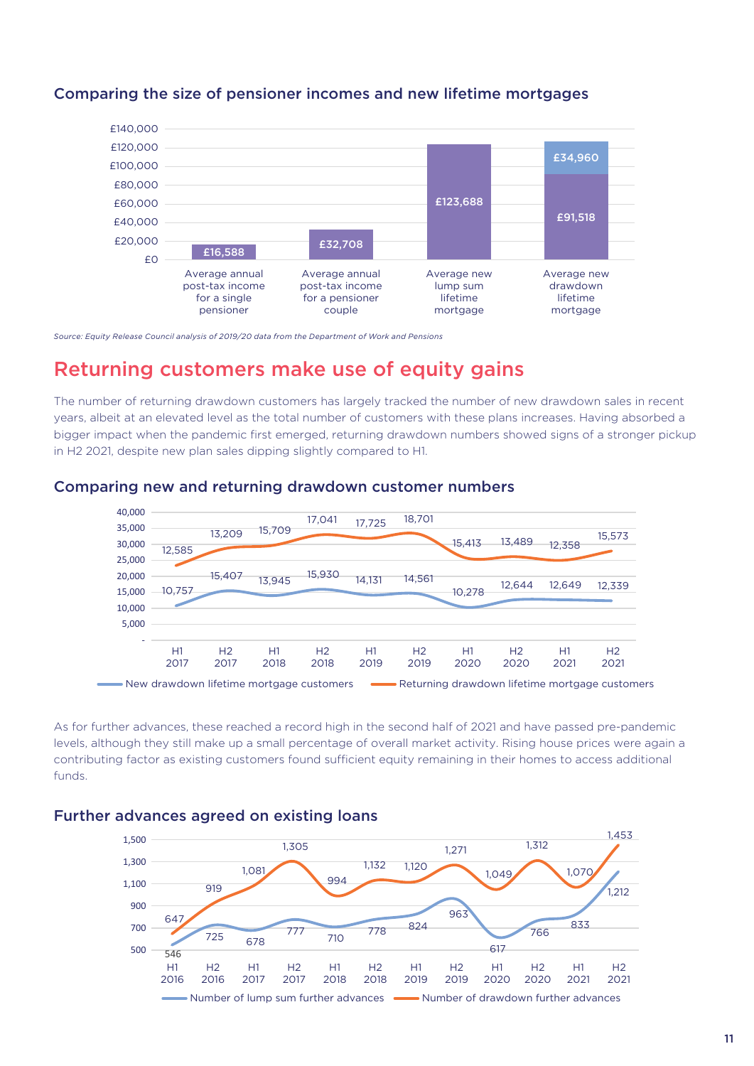### Comparing the size of pensioner incomes and new lifetime mortgages

| | Value |
|---|---|
| Average annual post-tax income for a single pensioner | £16,588 |
| Average annual post-tax income for a pensioner couple | £32,708 |
| Average new lump sum lifetime mortgage | £123,688 |
| Average new drawdown lifetime mortgage | £91,518 + £34,960 |

*Source: Equity Release Council analysis of 2019/20 data from the Department of Work and Pensions*

## Returning customers make use of equity gains

The number of returning drawdown customers has largely tracked the number of new drawdown sales in recent years, albeit at an elevated level as the total number of customers with these plans increases. Having absorbed a bigger impact when the pandemic first emerged, returning drawdown numbers showed signs of a stronger pickup in H2 2021, despite new plan sales dipping slightly compared to H1.

### Comparing new and returning drawdown customer numbers

| | H1 2017 | H2 2017 | H1 2018 | H2 2018 | H1 2019 | H2 2019 | H1 2020 | H2 2020 | H1 2021 | H2 2021 |
|---|---|---|---|---|---|---|---|---|---|---|
| New drawdown lifetime mortgage customers | 10,757 | 15,407 | 13,945 | 15,930 | 14,131 | 14,561 | 10,278 | 12,644 | 12,649 | 12,339 |
| Returning drawdown lifetime mortgage customers | 12,585 | 13,209 | 15,709 | 17,041 | 17,725 | 18,701 | 15,413 | 13,489 | 12,358 | 15,573 |

As for further advances, these reached a record high in the second half of 2021 and have passed pre-pandemic levels, although they still make up a small percentage of overall market activity. Rising house prices were again a contributing factor as existing customers found sufficient equity remaining in their homes to access additional funds.

### Further advances agreed on existing loans

| | H1 2016 | H2 2016 | H1 2017 | H2 2017 | H1 2018 | H2 2018 | H1 2019 | H2 2019 | H1 2020 | H2 2020 | H1 2021 | H2 2021 |
|---|---|---|---|---|---|---|---|---|---|---|---|---|
| Number of lump sum further advances | 546 | 725 | 678 | 777 | 710 | 778 | 824 | 963 | 617 | 766 | 833 | 1,212 |
| Number of drawdown further advances | 647 | 919 | 1,081 | 1,305 | 994 | 1,132 | 1,120 | 1,271 | 1,049 | 1,312 | 1,070 | 1,453 |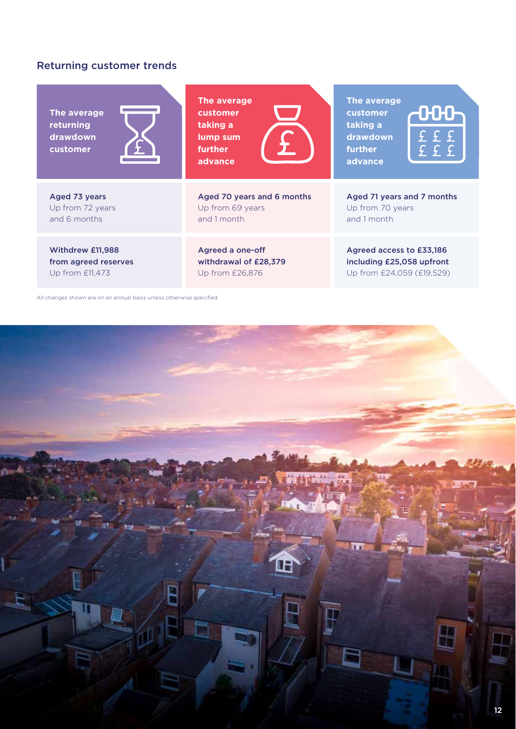## Returning customer trends

| The average returning drawdown customer | The average customer taking a lump sum further advance | The average customer taking a drawdown further advance |
|---|---|---|
| **Aged 73 years**<br>Up from 72 years and 6 months | **Aged 70 years and 6 months**<br>Up from 69 years and 1 month | **Aged 71 years and 7 months**<br>Up from 70 years and 1 month |
| **Withdrew £11,988 from agreed reserves**<br>Up from £11,473 | **Agreed a one-off withdrawal of £28,379**<br>Up from £26,876 | **Agreed access to £33,186 including £25,058 upfront**<br>Up from £24,059 (£19,529) |

All changes shown are on an annual basis unless otherwise specified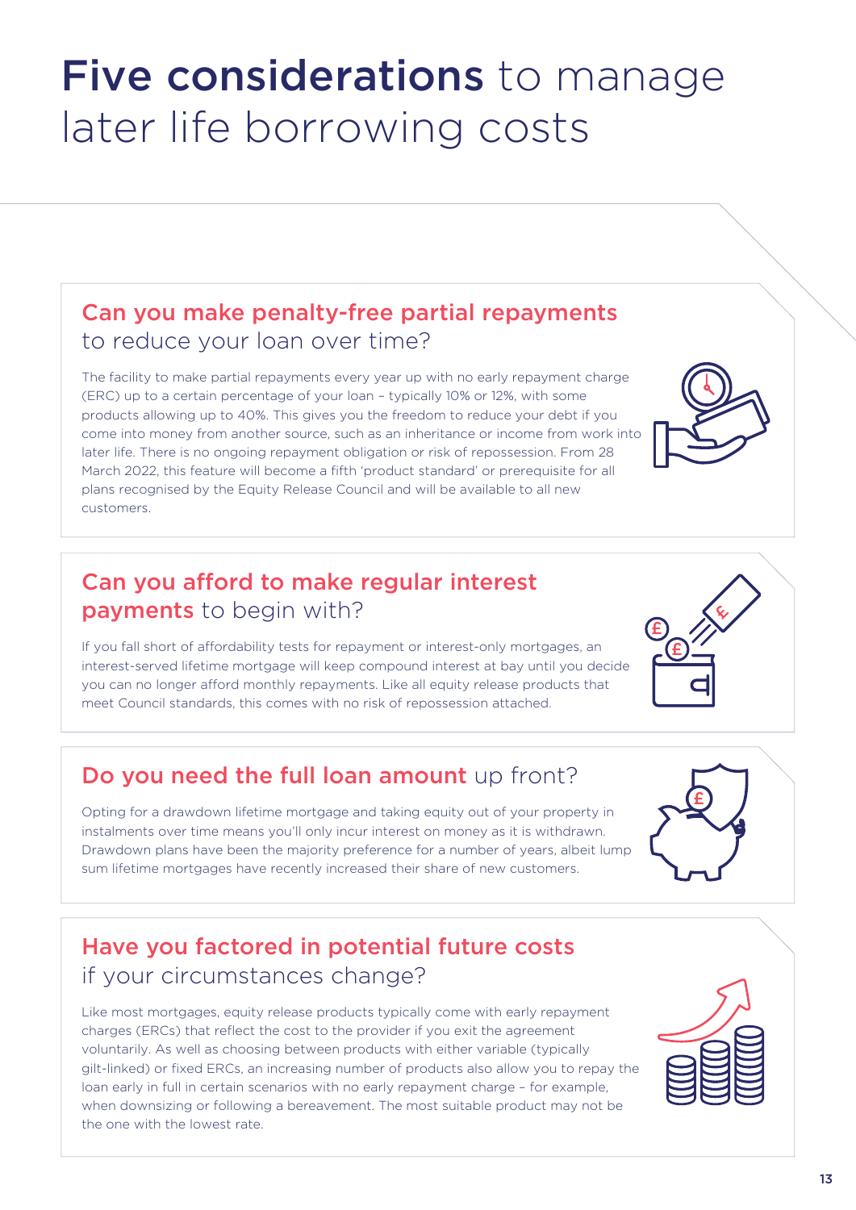# **Five considerations** to manage later life borrowing costs

## **Can you make penalty-free partial repayments** to reduce your loan over time?

The facility to make partial repayments every year up with no early repayment charge (ERC) up to a certain percentage of your loan – typically 10% or 12%, with some products allowing up to 40%. This gives you the freedom to reduce your debt if you come into money from another source, such as an inheritance or income from work into later life. There is no ongoing repayment obligation or risk of repossession. From 28 March 2022, this feature will become a fifth 'product standard' or prerequisite for all plans recognised by the Equity Release Council and will be available to all new customers.

## **Can you afford to make regular interest payments** to begin with?

If you fall short of affordability tests for repayment or interest-only mortgages, an interest-served lifetime mortgage will keep compound interest at bay until you decide you can no longer afford monthly repayments. Like all equity release products that meet Council standards, this comes with no risk of repossession attached.

## **Do you need the full loan amount** up front?

Opting for a drawdown lifetime mortgage and taking equity out of your property in instalments over time means you'll only incur interest on money as it is withdrawn. Drawdown plans have been the majority preference for a number of years, albeit lump sum lifetime mortgages have recently increased their share of new customers.

## **Have you factored in potential future costs** if your circumstances change?

Like most mortgages, equity release products typically come with early repayment charges (ERCs) that reflect the cost to the provider if you exit the agreement voluntarily. As well as choosing between products with either variable (typically gilt-linked) or fixed ERCs, an increasing number of products also allow you to repay the loan early in full in certain scenarios with no early repayment charge – for example, when downsizing or following a bereavement. The most suitable product may not be the one with the lowest rate.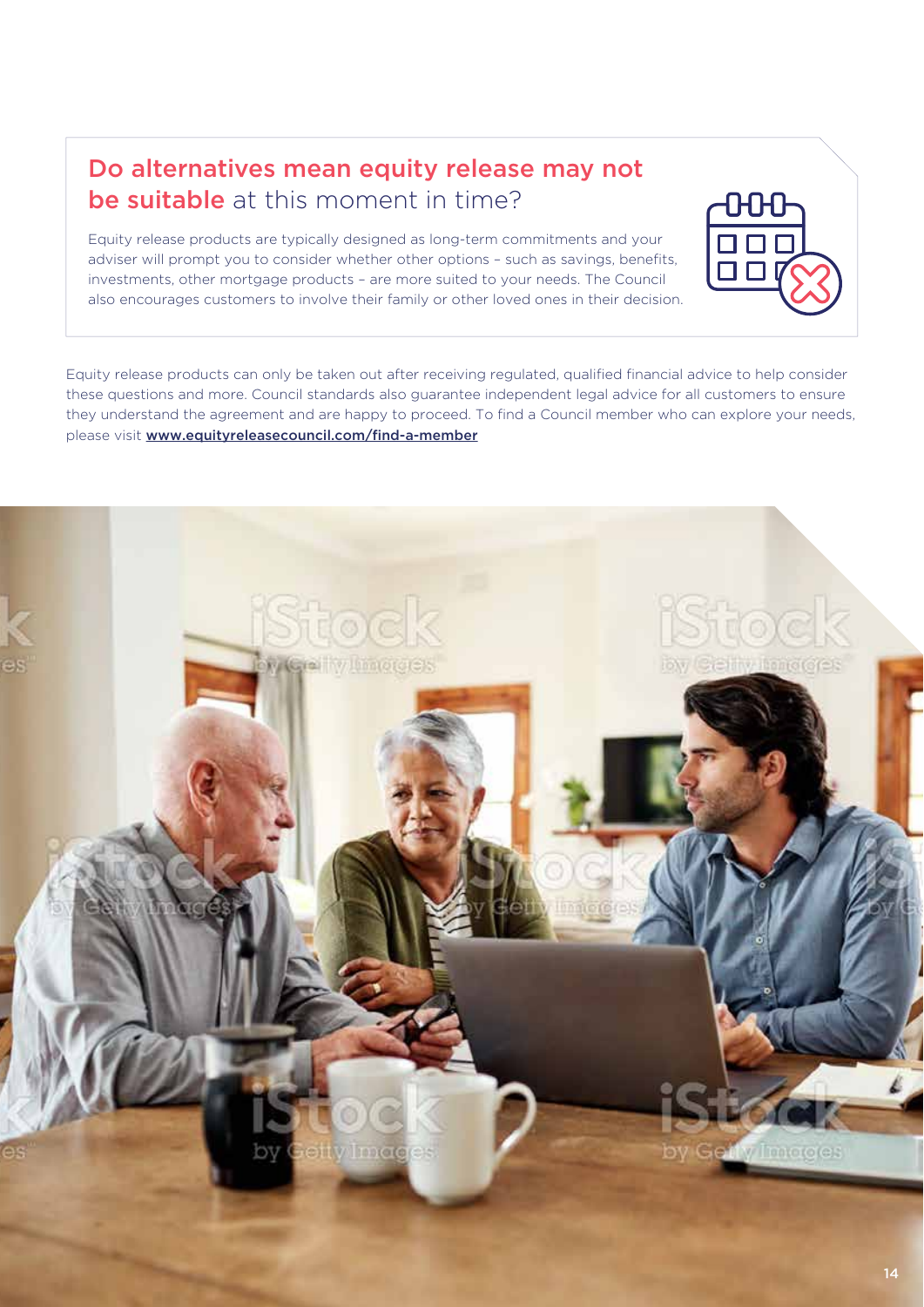## Do alternatives mean equity release may not be suitable at this moment in time?

Equity release products are typically designed as long-term commitments and your adviser will prompt you to consider whether other options – such as savings, benefits, investments, other mortgage products – are more suited to your needs. The Council also encourages customers to involve their family or other loved ones in their decision.

Equity release products can only be taken out after receiving regulated, qualified financial advice to help consider these questions and more. Council standards also guarantee independent legal advice for all customers to ensure they understand the agreement and are happy to proceed. To find a Council member who can explore your needs, please visit **www.equityreleasecouncil.com/find-a-member**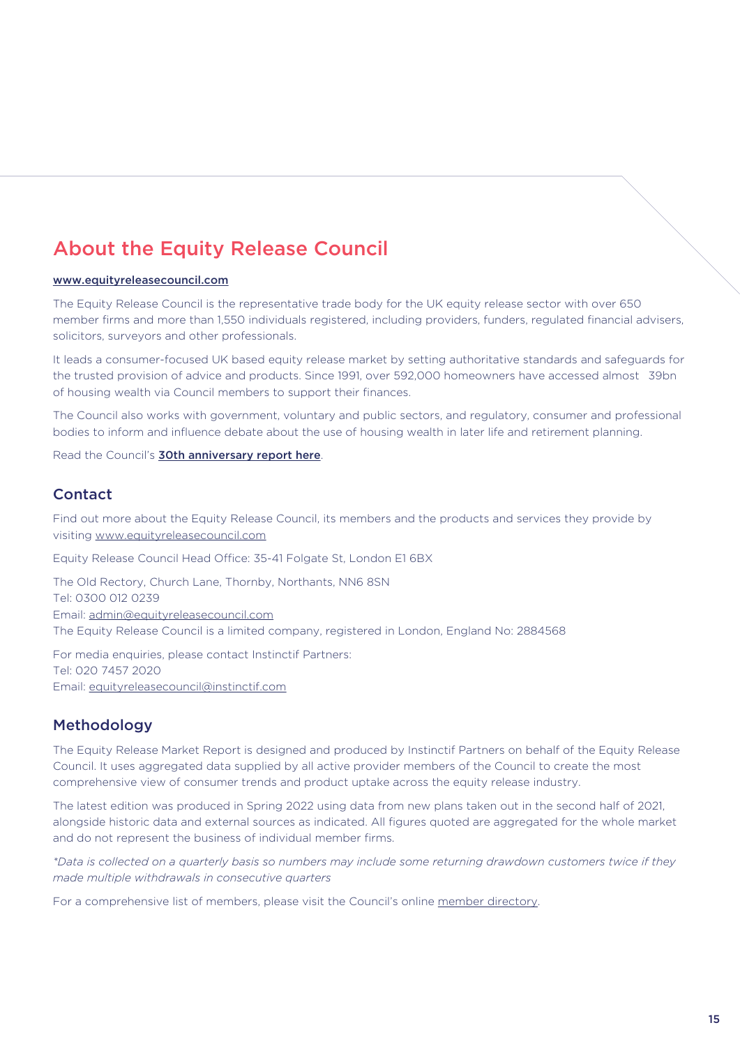# About the Equity Release Council

[www.equityreleasecouncil.com](www.equityreleasecouncil.com)

The Equity Release Council is the representative trade body for the UK equity release sector with over 650 member firms and more than 1,550 individuals registered, including providers, funders, regulated financial advisers, solicitors, surveyors and other professionals.

It leads a consumer-focused UK based equity release market by setting authoritative standards and safeguards for the trusted provision of advice and products. Since 1991, over 592,000 homeowners have accessed almost 39bn of housing wealth via Council members to support their finances.

The Council also works with government, voluntary and public sectors, and regulatory, consumer and professional bodies to inform and influence debate about the use of housing wealth in later life and retirement planning.

Read the Council's **30th anniversary report here**.

## Contact

Find out more about the Equity Release Council, its members and the products and services they provide by visiting www.equityreleasecouncil.com

Equity Release Council Head Office: 35-41 Folgate St, London E1 6BX

The Old Rectory, Church Lane, Thornby, Northants, NN6 8SN
Tel: 0300 012 0239
Email: admin@equityreleasecouncil.com
The Equity Release Council is a limited company, registered in London, England No: 2884568

For media enquiries, please contact Instinctif Partners:
Tel: 020 7457 2020
Email: equityreleasecouncil@instinctif.com

## Methodology

The Equity Release Market Report is designed and produced by Instinctif Partners on behalf of the Equity Release Council. It uses aggregated data supplied by all active provider members of the Council to create the most comprehensive view of consumer trends and product uptake across the equity release industry.

The latest edition was produced in Spring 2022 using data from new plans taken out in the second half of 2021, alongside historic data and external sources as indicated. All figures quoted are aggregated for the whole market and do not represent the business of individual member firms.

*\*Data is collected on a quarterly basis so numbers may include some returning drawdown customers twice if they made multiple withdrawals in consecutive quarters*

For a comprehensive list of members, please visit the Council's online member directory.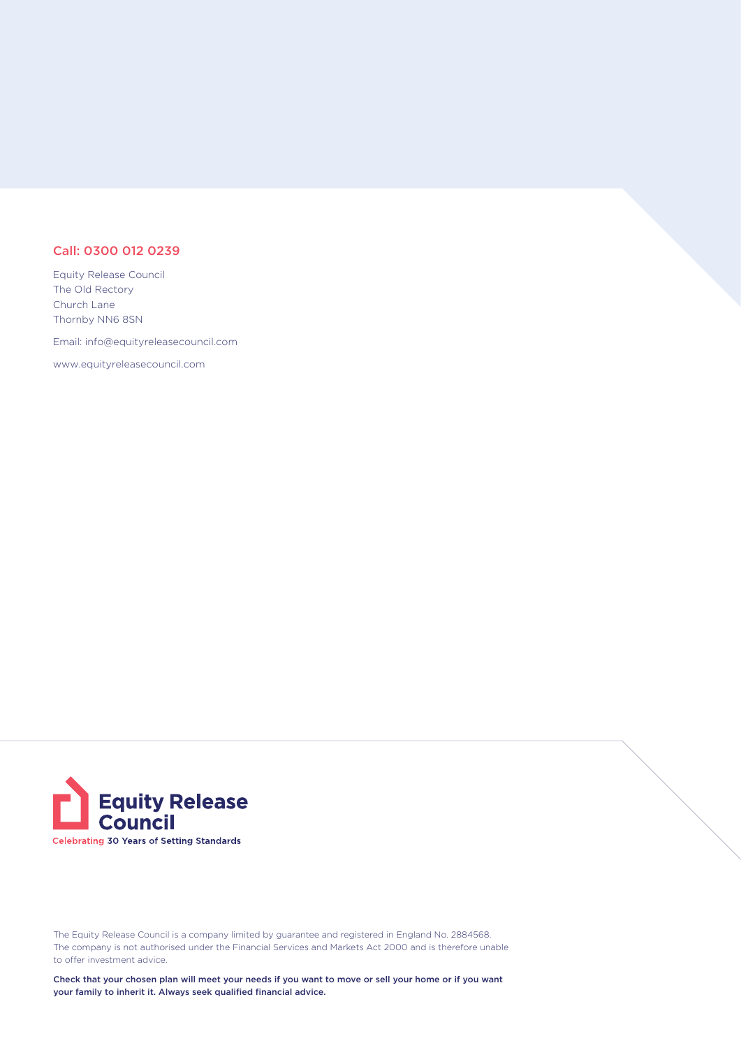**Call: 0300 012 0239**

Equity Release Council
The Old Rectory
Church Lane
Thornby NN6 8SN

Email: info@equityreleasecouncil.com

www.equityreleasecouncil.com

**Equity Release Council**

Celebrating **30 Years of Setting Standards**

The Equity Release Council is a company limited by guarantee and registered in England No. 2884568. The company is not authorised under the Financial Services and Markets Act 2000 and is therefore unable to offer investment advice.

**Check that your chosen plan will meet your needs if you want to move or sell your home or if you want your family to inherit it. Always seek qualified financial advice.**